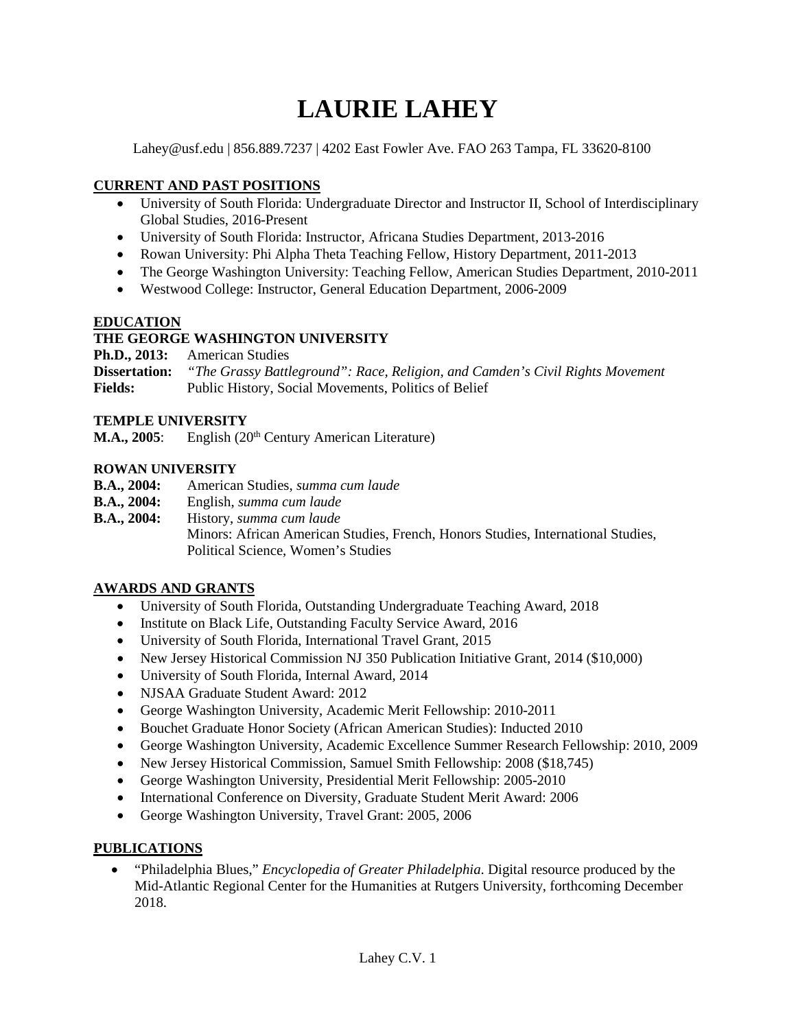# LAURIE LAHEY

Lahey@usf.edu | 856.889.7237 | 4202 East Fowler Ave. FAO 263 Tampa, FL 33620-8100

## CURRENT AND PAST POSITIONS

- University of South Florida: Undergraduate Director and Instructor II, School of Interdisciplinary Global Studies, 2016-Present
- University of South Florida: Instructor, Africana Studies Department, 2013-2016
- Rowan University: Phi Alpha Theta Teaching Fellow, History Department, 2011-2013
- The George Washington University: Teaching Fellow, American Studies Department, 2010-2011
- Westwood College: Instructor, General Education Department, 2006-2009

## EDUCATION

### THE GEORGE WASHINGTON UNIVERSITY

**Ph.D., 2013:** American Studies
**Dissertation:** *"The Grassy Battleground": Race, Religion, and Camden's Civil Rights Movement*
**Fields:** Public History, Social Movements, Politics of Belief

### TEMPLE UNIVERSITY

**M.A., 2005**: English (20th Century American Literature)

### ROWAN UNIVERSITY

**B.A., 2004:** American Studies, *summa cum laude*
**B.A., 2004:** English, *summa cum laude*
**B.A., 2004:** History, *summa cum laude*
Minors: African American Studies, French, Honors Studies, International Studies, Political Science, Women's Studies

## AWARDS AND GRANTS

- University of South Florida, Outstanding Undergraduate Teaching Award, 2018
- Institute on Black Life, Outstanding Faculty Service Award, 2016
- University of South Florida, International Travel Grant, 2015
- New Jersey Historical Commission NJ 350 Publication Initiative Grant, 2014 ($10,000)
- University of South Florida, Internal Award, 2014
- NJSAA Graduate Student Award: 2012
- George Washington University, Academic Merit Fellowship: 2010-2011
- Bouchet Graduate Honor Society (African American Studies): Inducted 2010
- George Washington University, Academic Excellence Summer Research Fellowship: 2010, 2009
- New Jersey Historical Commission, Samuel Smith Fellowship: 2008 ($18,745)
- George Washington University, Presidential Merit Fellowship: 2005-2010
- International Conference on Diversity, Graduate Student Merit Award: 2006
- George Washington University, Travel Grant: 2005, 2006

## PUBLICATIONS

- "Philadelphia Blues," *Encyclopedia of Greater Philadelphia*. Digital resource produced by the Mid-Atlantic Regional Center for the Humanities at Rutgers University, forthcoming December 2018.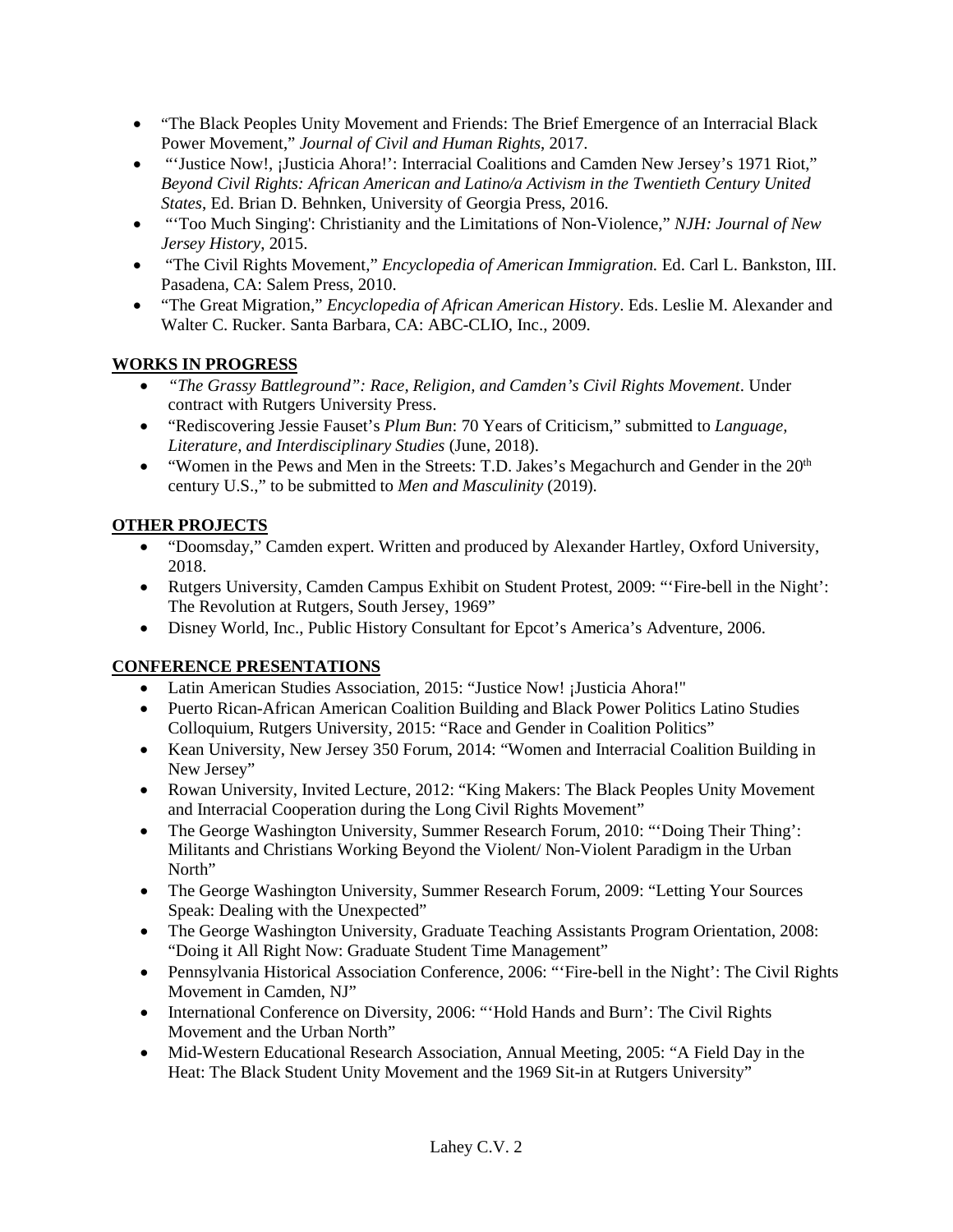- "The Black Peoples Unity Movement and Friends: The Brief Emergence of an Interracial Black Power Movement," *Journal of Civil and Human Rights*, 2017.
- "'Justice Now!, ¡Justicia Ahora!': Interracial Coalitions and Camden New Jersey's 1971 Riot," *Beyond Civil Rights: African American and Latino/a Activism in the Twentieth Century United States*, Ed. Brian D. Behnken, University of Georgia Press, 2016.
- "'Too Much Singing': Christianity and the Limitations of Non-Violence," *NJH: Journal of New Jersey History*, 2015.
- "The Civil Rights Movement," *Encyclopedia of American Immigration.* Ed. Carl L. Bankston, III. Pasadena, CA: Salem Press, 2010.
- "The Great Migration," *Encyclopedia of African American History*. Eds. Leslie M. Alexander and Walter C. Rucker. Santa Barbara, CA: ABC-CLIO, Inc., 2009.

**WORKS IN PROGRESS**

- *"The Grassy Battleground": Race, Religion, and Camden's Civil Rights Movement*. Under contract with Rutgers University Press.
- "Rediscovering Jessie Fauset's *Plum Bun*: 70 Years of Criticism," submitted to *Language, Literature, and Interdisciplinary Studies* (June, 2018).
- "Women in the Pews and Men in the Streets: T.D. Jakes's Megachurch and Gender in the 20th century U.S.," to be submitted to *Men and Masculinity* (2019).

**OTHER PROJECTS**

- "Doomsday," Camden expert. Written and produced by Alexander Hartley, Oxford University, 2018.
- Rutgers University, Camden Campus Exhibit on Student Protest, 2009: "'Fire-bell in the Night': The Revolution at Rutgers, South Jersey, 1969"
- Disney World, Inc., Public History Consultant for Epcot's America's Adventure, 2006.

**CONFERENCE PRESENTATIONS**

- Latin American Studies Association, 2015: "Justice Now! ¡Justicia Ahora!"
- Puerto Rican-African American Coalition Building and Black Power Politics Latino Studies Colloquium, Rutgers University, 2015: "Race and Gender in Coalition Politics"
- Kean University, New Jersey 350 Forum, 2014: "Women and Interracial Coalition Building in New Jersey"
- Rowan University, Invited Lecture, 2012: "King Makers: The Black Peoples Unity Movement and Interracial Cooperation during the Long Civil Rights Movement"
- The George Washington University, Summer Research Forum, 2010: "'Doing Their Thing': Militants and Christians Working Beyond the Violent/ Non-Violent Paradigm in the Urban North"
- The George Washington University, Summer Research Forum, 2009: "Letting Your Sources Speak: Dealing with the Unexpected"
- The George Washington University, Graduate Teaching Assistants Program Orientation, 2008: "Doing it All Right Now: Graduate Student Time Management"
- Pennsylvania Historical Association Conference, 2006: "'Fire-bell in the Night': The Civil Rights Movement in Camden, NJ"
- International Conference on Diversity, 2006: "'Hold Hands and Burn': The Civil Rights Movement and the Urban North"
- Mid-Western Educational Research Association, Annual Meeting, 2005: "A Field Day in the Heat: The Black Student Unity Movement and the 1969 Sit-in at Rutgers University"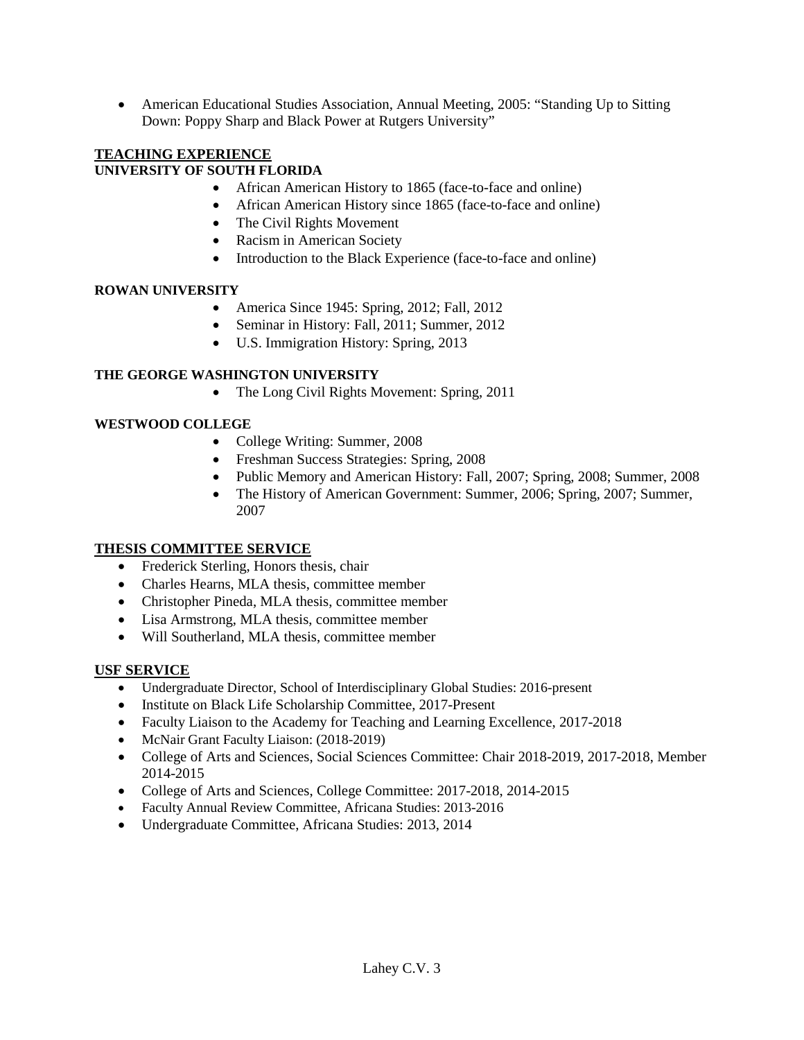- American Educational Studies Association, Annual Meeting, 2005: "Standing Up to Sitting Down: Poppy Sharp and Black Power at Rutgers University"

## TEACHING EXPERIENCE

### UNIVERSITY OF SOUTH FLORIDA

- African American History to 1865 (face-to-face and online)
- African American History since 1865 (face-to-face and online)
- The Civil Rights Movement
- Racism in American Society
- Introduction to the Black Experience (face-to-face and online)

### ROWAN UNIVERSITY

- America Since 1945: Spring, 2012; Fall, 2012
- Seminar in History: Fall, 2011; Summer, 2012
- U.S. Immigration History: Spring, 2013

### THE GEORGE WASHINGTON UNIVERSITY

- The Long Civil Rights Movement: Spring, 2011

### WESTWOOD COLLEGE

- College Writing: Summer, 2008
- Freshman Success Strategies: Spring, 2008
- Public Memory and American History: Fall, 2007; Spring, 2008; Summer, 2008
- The History of American Government: Summer, 2006; Spring, 2007; Summer, 2007

## THESIS COMMITTEE SERVICE

- Frederick Sterling, Honors thesis, chair
- Charles Hearns, MLA thesis, committee member
- Christopher Pineda, MLA thesis, committee member
- Lisa Armstrong, MLA thesis, committee member
- Will Southerland, MLA thesis, committee member

## USF SERVICE

- Undergraduate Director, School of Interdisciplinary Global Studies: 2016-present
- Institute on Black Life Scholarship Committee, 2017-Present
- Faculty Liaison to the Academy for Teaching and Learning Excellence, 2017-2018
- McNair Grant Faculty Liaison: (2018-2019)
- College of Arts and Sciences, Social Sciences Committee: Chair 2018-2019, 2017-2018, Member 2014-2015
- College of Arts and Sciences, College Committee: 2017-2018, 2014-2015
- Faculty Annual Review Committee, Africana Studies: 2013-2016
- Undergraduate Committee, Africana Studies: 2013, 2014